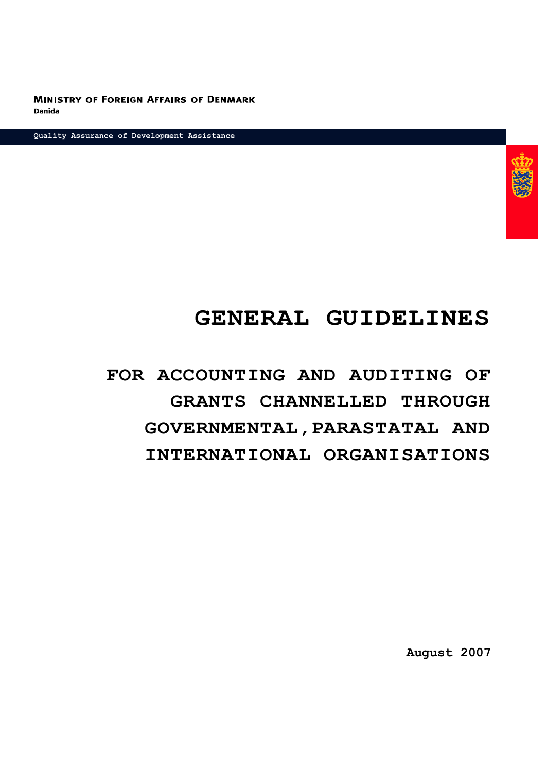**Ministry of Foreign Affairs of Denmark**
**Danida**

Quality Assurance of Development Assistance

# GENERAL GUIDELINES

## FOR ACCOUNTING AND AUDITING OF GRANTS CHANNELLED THROUGH GOVERNMENTAL, PARASTATAL AND INTERNATIONAL ORGANISATIONS

August 2007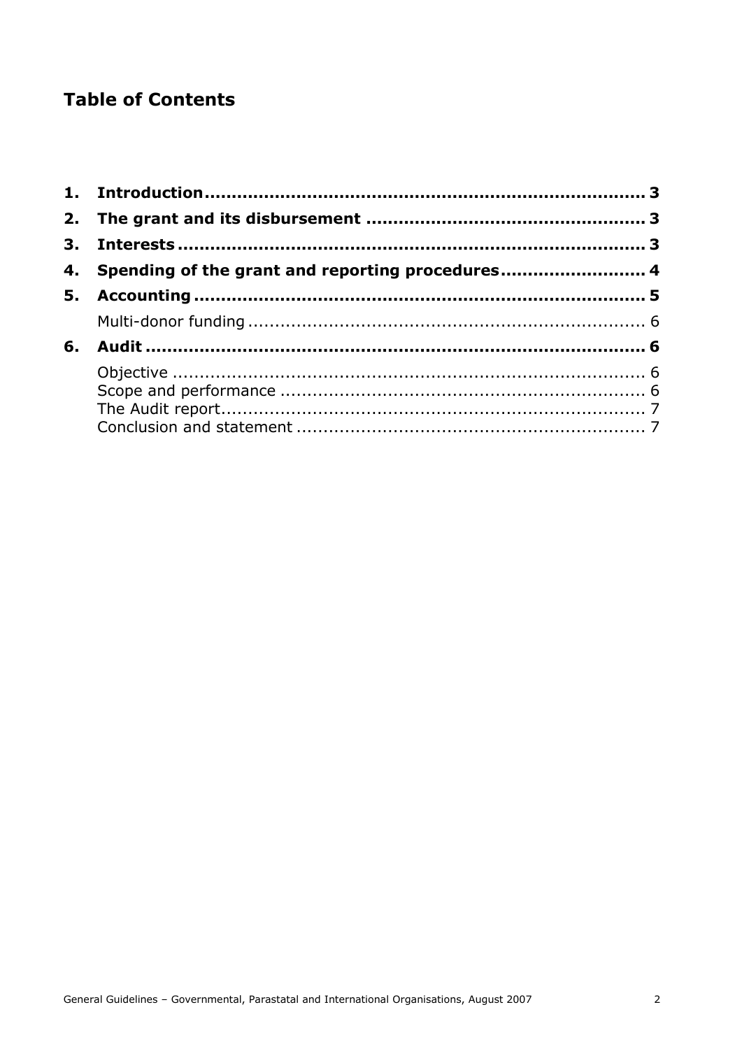## Table of Contents

**1. Introduction** ........................................................................ **3**
**2. The grant and its disbursement** ........................................ **3**
**3. Interests** ............................................................................ **3**
**4. Spending of the grant and reporting procedures** ................... **4**
**5. Accounting** ......................................................................... **5**
Multi-donor funding ........................................................................ 6
**6. Audit** ................................................................................. **6**
Objective ........................................................................................ 6
Scope and performance .................................................................... 6
The Audit report ............................................................................... 7
Conclusion and statement ................................................................. 7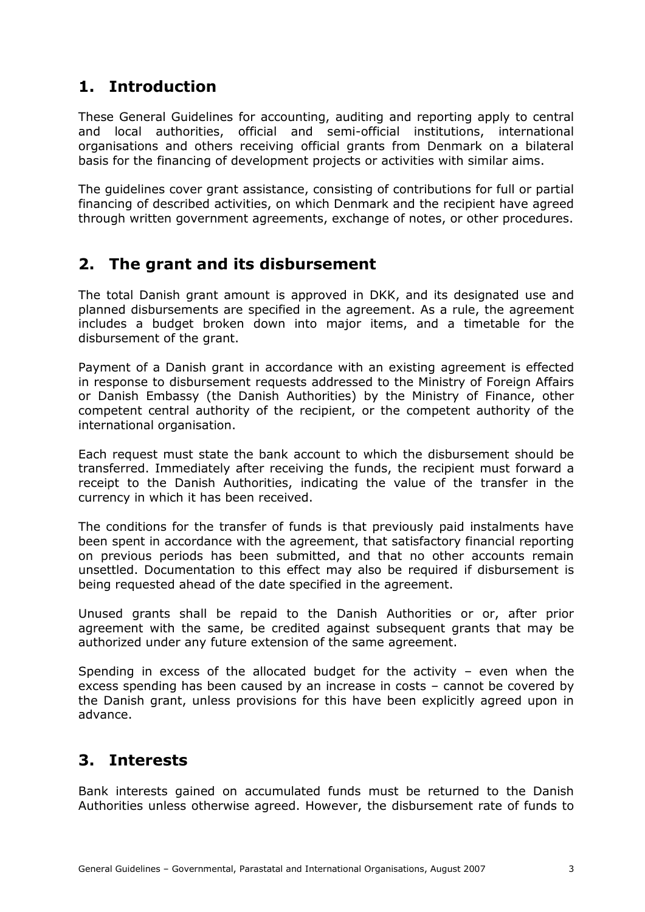## 1. Introduction

These General Guidelines for accounting, auditing and reporting apply to central and local authorities, official and semi-official institutions, international organisations and others receiving official grants from Denmark on a bilateral basis for the financing of development projects or activities with similar aims.

The guidelines cover grant assistance, consisting of contributions for full or partial financing of described activities, on which Denmark and the recipient have agreed through written government agreements, exchange of notes, or other procedures.

## 2. The grant and its disbursement

The total Danish grant amount is approved in DKK, and its designated use and planned disbursements are specified in the agreement. As a rule, the agreement includes a budget broken down into major items, and a timetable for the disbursement of the grant.

Payment of a Danish grant in accordance with an existing agreement is effected in response to disbursement requests addressed to the Ministry of Foreign Affairs or Danish Embassy (the Danish Authorities) by the Ministry of Finance, other competent central authority of the recipient, or the competent authority of the international organisation.

Each request must state the bank account to which the disbursement should be transferred. Immediately after receiving the funds, the recipient must forward a receipt to the Danish Authorities, indicating the value of the transfer in the currency in which it has been received.

The conditions for the transfer of funds is that previously paid instalments have been spent in accordance with the agreement, that satisfactory financial reporting on previous periods has been submitted, and that no other accounts remain unsettled. Documentation to this effect may also be required if disbursement is being requested ahead of the date specified in the agreement.

Unused grants shall be repaid to the Danish Authorities or or, after prior agreement with the same, be credited against subsequent grants that may be authorized under any future extension of the same agreement.

Spending in excess of the allocated budget for the activity – even when the excess spending has been caused by an increase in costs – cannot be covered by the Danish grant, unless provisions for this have been explicitly agreed upon in advance.

## 3. Interests

Bank interests gained on accumulated funds must be returned to the Danish Authorities unless otherwise agreed. However, the disbursement rate of funds to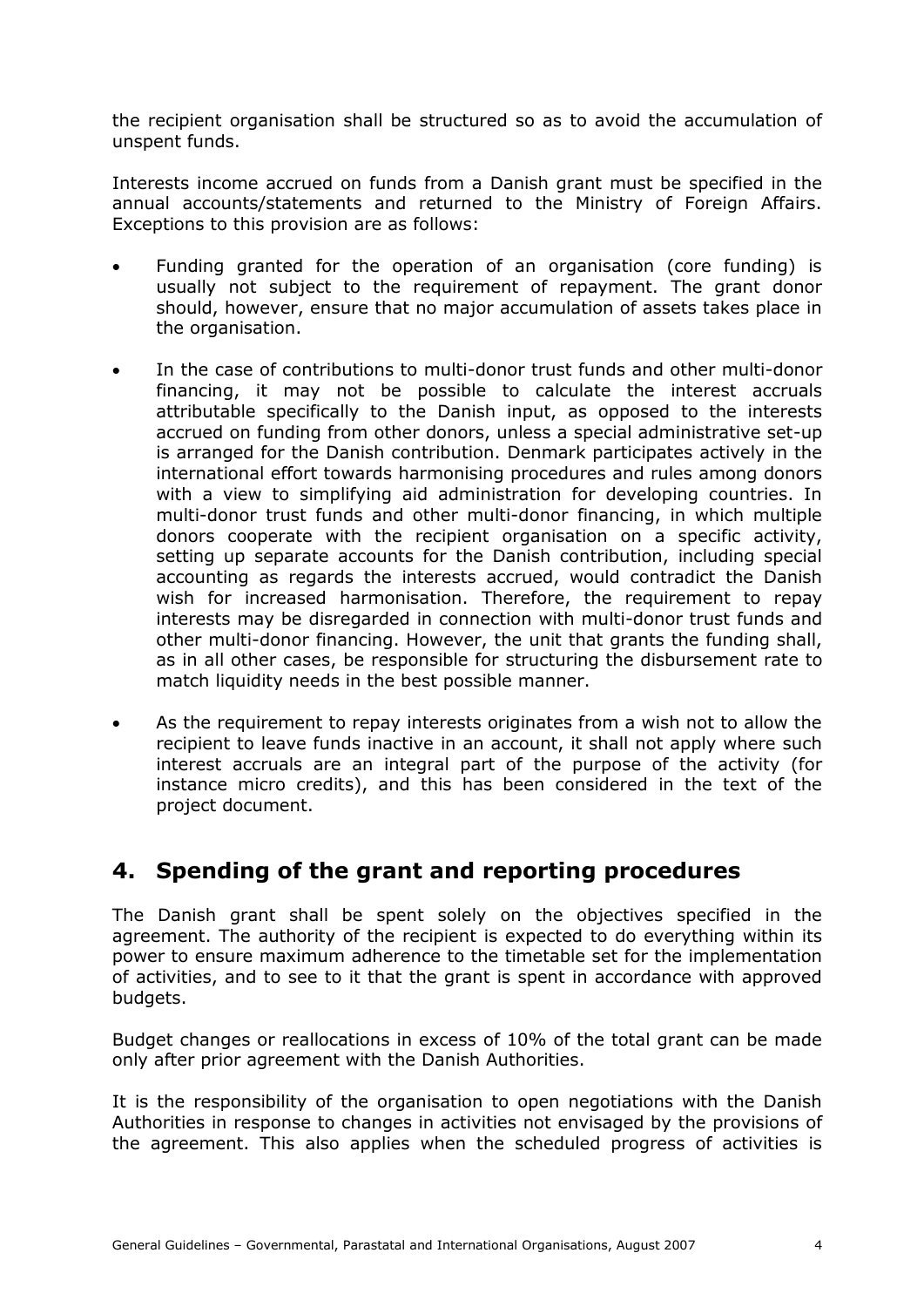the recipient organisation shall be structured so as to avoid the accumulation of unspent funds.

Interests income accrued on funds from a Danish grant must be specified in the annual accounts/statements and returned to the Ministry of Foreign Affairs. Exceptions to this provision are as follows:

- Funding granted for the operation of an organisation (core funding) is usually not subject to the requirement of repayment. The grant donor should, however, ensure that no major accumulation of assets takes place in the organisation.
- In the case of contributions to multi-donor trust funds and other multi-donor financing, it may not be possible to calculate the interest accruals attributable specifically to the Danish input, as opposed to the interests accrued on funding from other donors, unless a special administrative set-up is arranged for the Danish contribution. Denmark participates actively in the international effort towards harmonising procedures and rules among donors with a view to simplifying aid administration for developing countries. In multi-donor trust funds and other multi-donor financing, in which multiple donors cooperate with the recipient organisation on a specific activity, setting up separate accounts for the Danish contribution, including special accounting as regards the interests accrued, would contradict the Danish wish for increased harmonisation. Therefore, the requirement to repay interests may be disregarded in connection with multi-donor trust funds and other multi-donor financing. However, the unit that grants the funding shall, as in all other cases, be responsible for structuring the disbursement rate to match liquidity needs in the best possible manner.
- As the requirement to repay interests originates from a wish not to allow the recipient to leave funds inactive in an account, it shall not apply where such interest accruals are an integral part of the purpose of the activity (for instance micro credits), and this has been considered in the text of the project document.

## 4. Spending of the grant and reporting procedures

The Danish grant shall be spent solely on the objectives specified in the agreement. The authority of the recipient is expected to do everything within its power to ensure maximum adherence to the timetable set for the implementation of activities, and to see to it that the grant is spent in accordance with approved budgets.

Budget changes or reallocations in excess of 10% of the total grant can be made only after prior agreement with the Danish Authorities.

It is the responsibility of the organisation to open negotiations with the Danish Authorities in response to changes in activities not envisaged by the provisions of the agreement. This also applies when the scheduled progress of activities is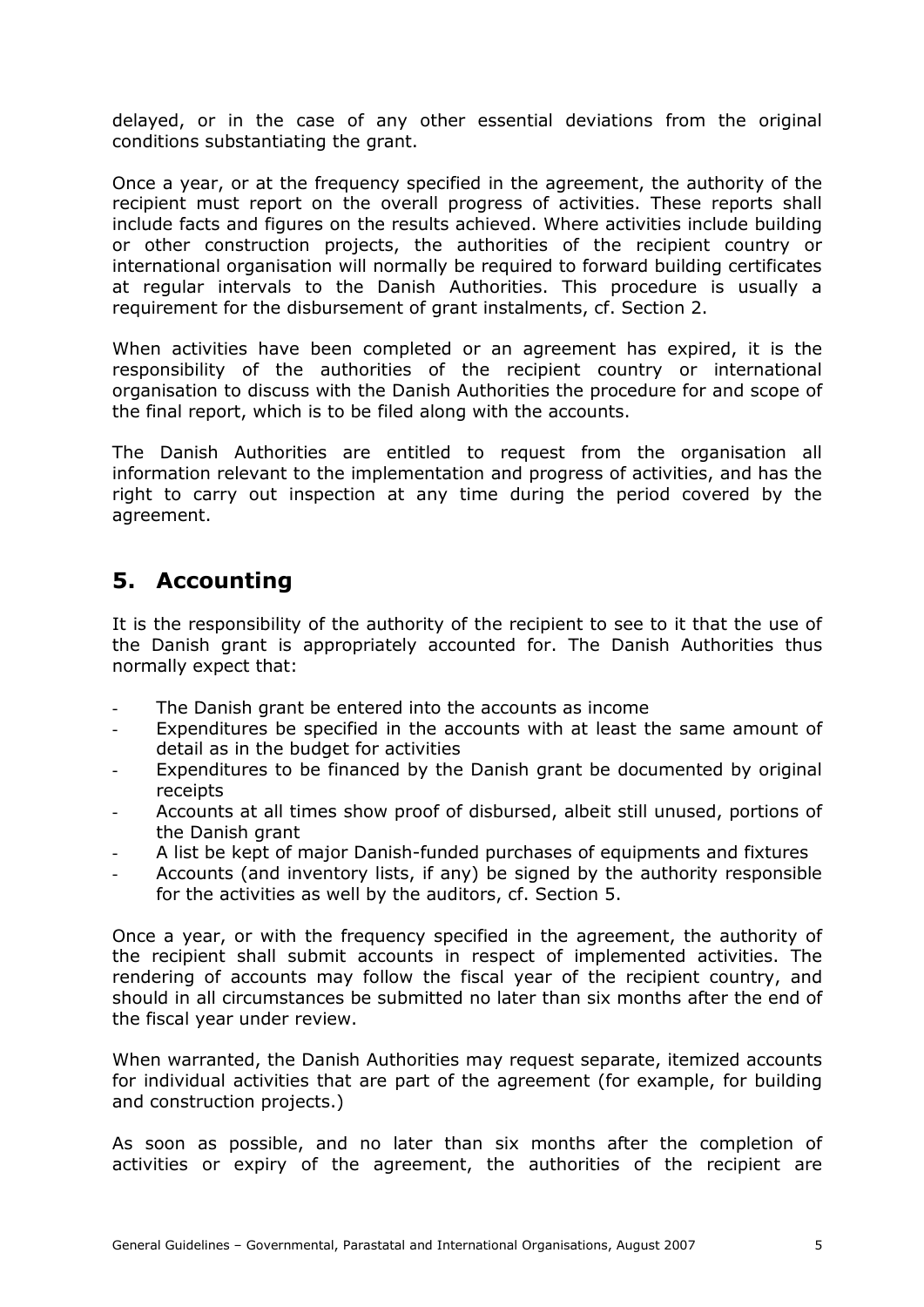delayed, or in the case of any other essential deviations from the original conditions substantiating the grant.

Once a year, or at the frequency specified in the agreement, the authority of the recipient must report on the overall progress of activities. These reports shall include facts and figures on the results achieved. Where activities include building or other construction projects, the authorities of the recipient country or international organisation will normally be required to forward building certificates at regular intervals to the Danish Authorities. This procedure is usually a requirement for the disbursement of grant instalments, cf. Section 2.

When activities have been completed or an agreement has expired, it is the responsibility of the authorities of the recipient country or international organisation to discuss with the Danish Authorities the procedure for and scope of the final report, which is to be filed along with the accounts.

The Danish Authorities are entitled to request from the organisation all information relevant to the implementation and progress of activities, and has the right to carry out inspection at any time during the period covered by the agreement.

## 5. Accounting

It is the responsibility of the authority of the recipient to see to it that the use of the Danish grant is appropriately accounted for. The Danish Authorities thus normally expect that:

- The Danish grant be entered into the accounts as income
- Expenditures be specified in the accounts with at least the same amount of detail as in the budget for activities
- Expenditures to be financed by the Danish grant be documented by original receipts
- Accounts at all times show proof of disbursed, albeit still unused, portions of the Danish grant
- A list be kept of major Danish-funded purchases of equipments and fixtures
- Accounts (and inventory lists, if any) be signed by the authority responsible for the activities as well by the auditors, cf. Section 5.

Once a year, or with the frequency specified in the agreement, the authority of the recipient shall submit accounts in respect of implemented activities. The rendering of accounts may follow the fiscal year of the recipient country, and should in all circumstances be submitted no later than six months after the end of the fiscal year under review.

When warranted, the Danish Authorities may request separate, itemized accounts for individual activities that are part of the agreement (for example, for building and construction projects.)

As soon as possible, and no later than six months after the completion of activities or expiry of the agreement, the authorities of the recipient are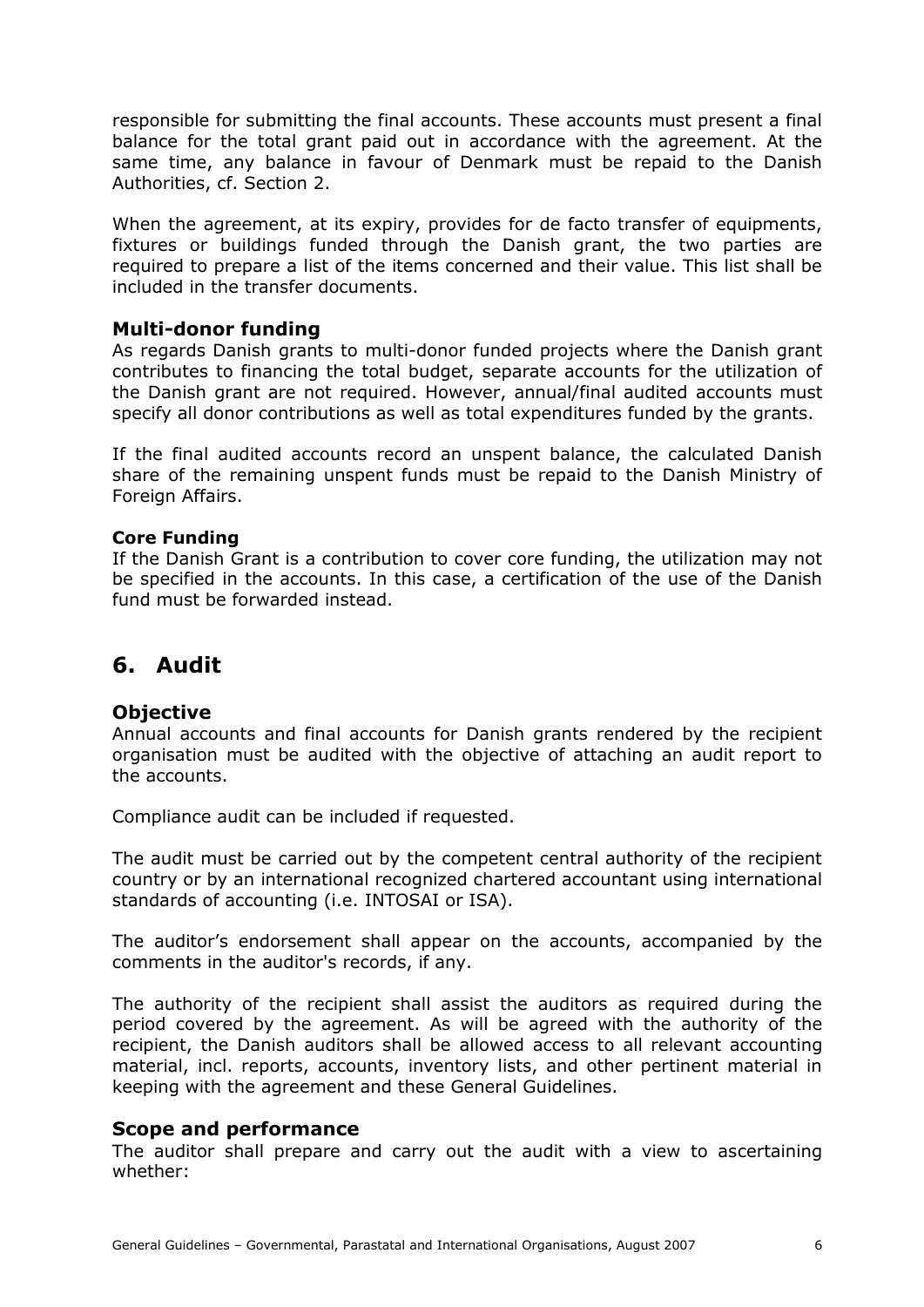responsible for submitting the final accounts. These accounts must present a final balance for the total grant paid out in accordance with the agreement. At the same time, any balance in favour of Denmark must be repaid to the Danish Authorities, cf. Section 2.

When the agreement, at its expiry, provides for de facto transfer of equipments, fixtures or buildings funded through the Danish grant, the two parties are required to prepare a list of the items concerned and their value. This list shall be included in the transfer documents.

### Multi-donor funding

As regards Danish grants to multi-donor funded projects where the Danish grant contributes to financing the total budget, separate accounts for the utilization of the Danish grant are not required. However, annual/final audited accounts must specify all donor contributions as well as total expenditures funded by the grants.

If the final audited accounts record an unspent balance, the calculated Danish share of the remaining unspent funds must be repaid to the Danish Ministry of Foreign Affairs.

#### Core Funding

If the Danish Grant is a contribution to cover core funding, the utilization may not be specified in the accounts. In this case, a certification of the use of the Danish fund must be forwarded instead.

## 6. Audit

### Objective

Annual accounts and final accounts for Danish grants rendered by the recipient organisation must be audited with the objective of attaching an audit report to the accounts.

Compliance audit can be included if requested.

The audit must be carried out by the competent central authority of the recipient country or by an international recognized chartered accountant using international standards of accounting (i.e. INTOSAI or ISA).

The auditor's endorsement shall appear on the accounts, accompanied by the comments in the auditor's records, if any.

The authority of the recipient shall assist the auditors as required during the period covered by the agreement. As will be agreed with the authority of the recipient, the Danish auditors shall be allowed access to all relevant accounting material, incl. reports, accounts, inventory lists, and other pertinent material in keeping with the agreement and these General Guidelines.

### Scope and performance

The auditor shall prepare and carry out the audit with a view to ascertaining whether: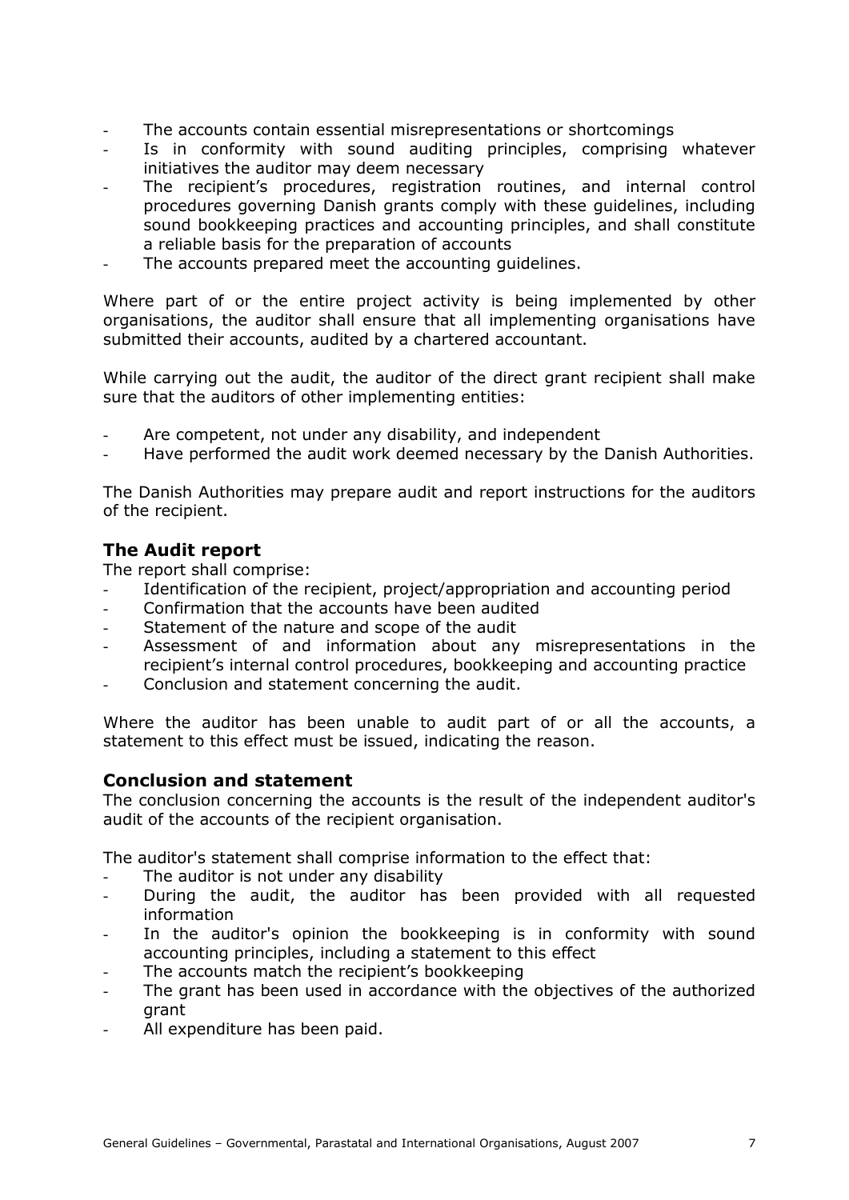- The accounts contain essential misrepresentations or shortcomings
- Is in conformity with sound auditing principles, comprising whatever initiatives the auditor may deem necessary
- The recipient's procedures, registration routines, and internal control procedures governing Danish grants comply with these guidelines, including sound bookkeeping practices and accounting principles, and shall constitute a reliable basis for the preparation of accounts
- The accounts prepared meet the accounting guidelines.

Where part of or the entire project activity is being implemented by other organisations, the auditor shall ensure that all implementing organisations have submitted their accounts, audited by a chartered accountant.

While carrying out the audit, the auditor of the direct grant recipient shall make sure that the auditors of other implementing entities:

- Are competent, not under any disability, and independent
- Have performed the audit work deemed necessary by the Danish Authorities.

The Danish Authorities may prepare audit and report instructions for the auditors of the recipient.

## The Audit report

The report shall comprise:

- Identification of the recipient, project/appropriation and accounting period
- Confirmation that the accounts have been audited
- Statement of the nature and scope of the audit
- Assessment of and information about any misrepresentations in the recipient's internal control procedures, bookkeeping and accounting practice
- Conclusion and statement concerning the audit.

Where the auditor has been unable to audit part of or all the accounts, a statement to this effect must be issued, indicating the reason.

## Conclusion and statement

The conclusion concerning the accounts is the result of the independent auditor's audit of the accounts of the recipient organisation.

The auditor's statement shall comprise information to the effect that:

- The auditor is not under any disability
- During the audit, the auditor has been provided with all requested information
- In the auditor's opinion the bookkeeping is in conformity with sound accounting principles, including a statement to this effect
- The accounts match the recipient's bookkeeping
- The grant has been used in accordance with the objectives of the authorized grant
- All expenditure has been paid.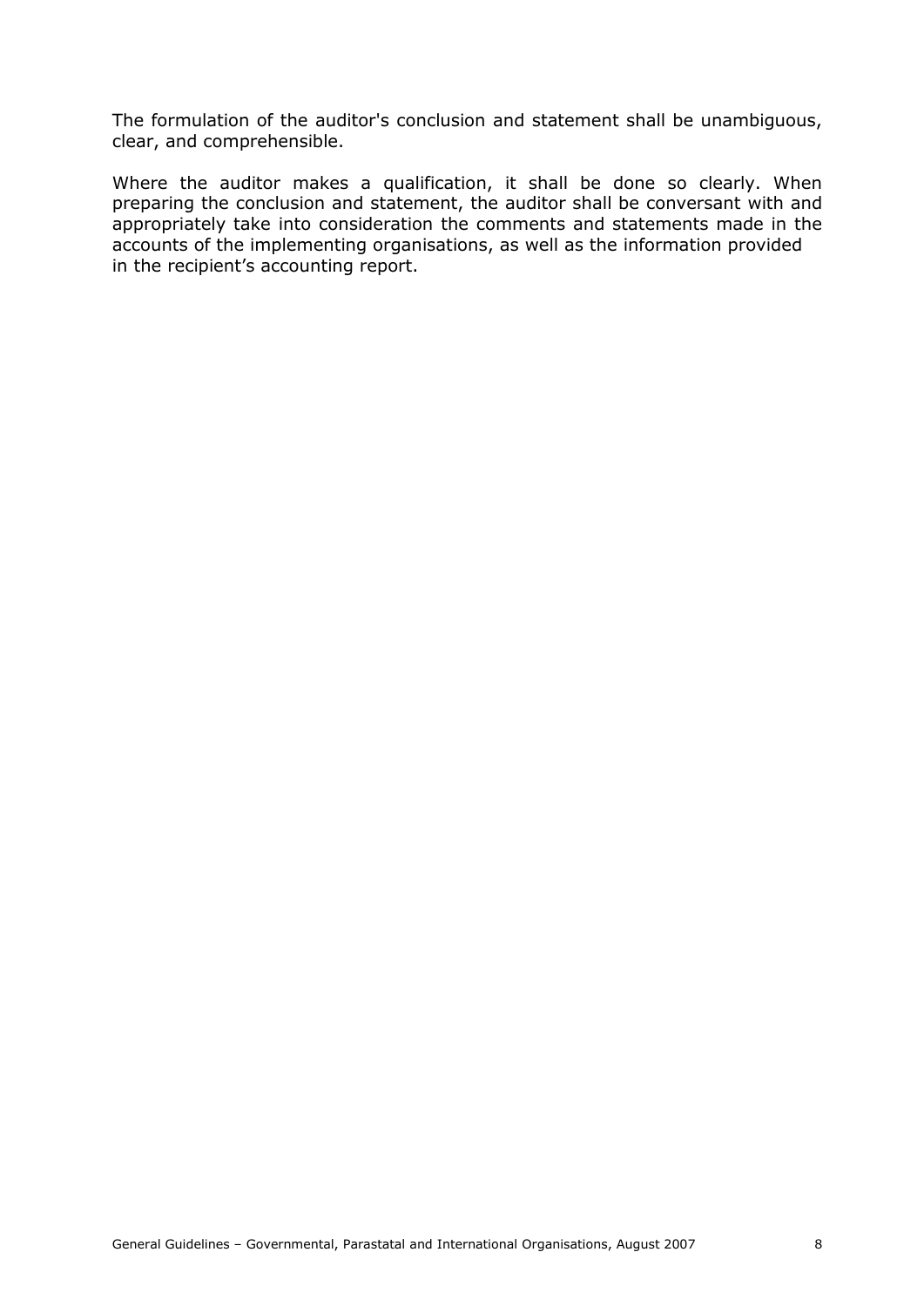The formulation of the auditor's conclusion and statement shall be unambiguous, clear, and comprehensible.

Where the auditor makes a qualification, it shall be done so clearly. When preparing the conclusion and statement, the auditor shall be conversant with and appropriately take into consideration the comments and statements made in the accounts of the implementing organisations, as well as the information provided in the recipient's accounting report.